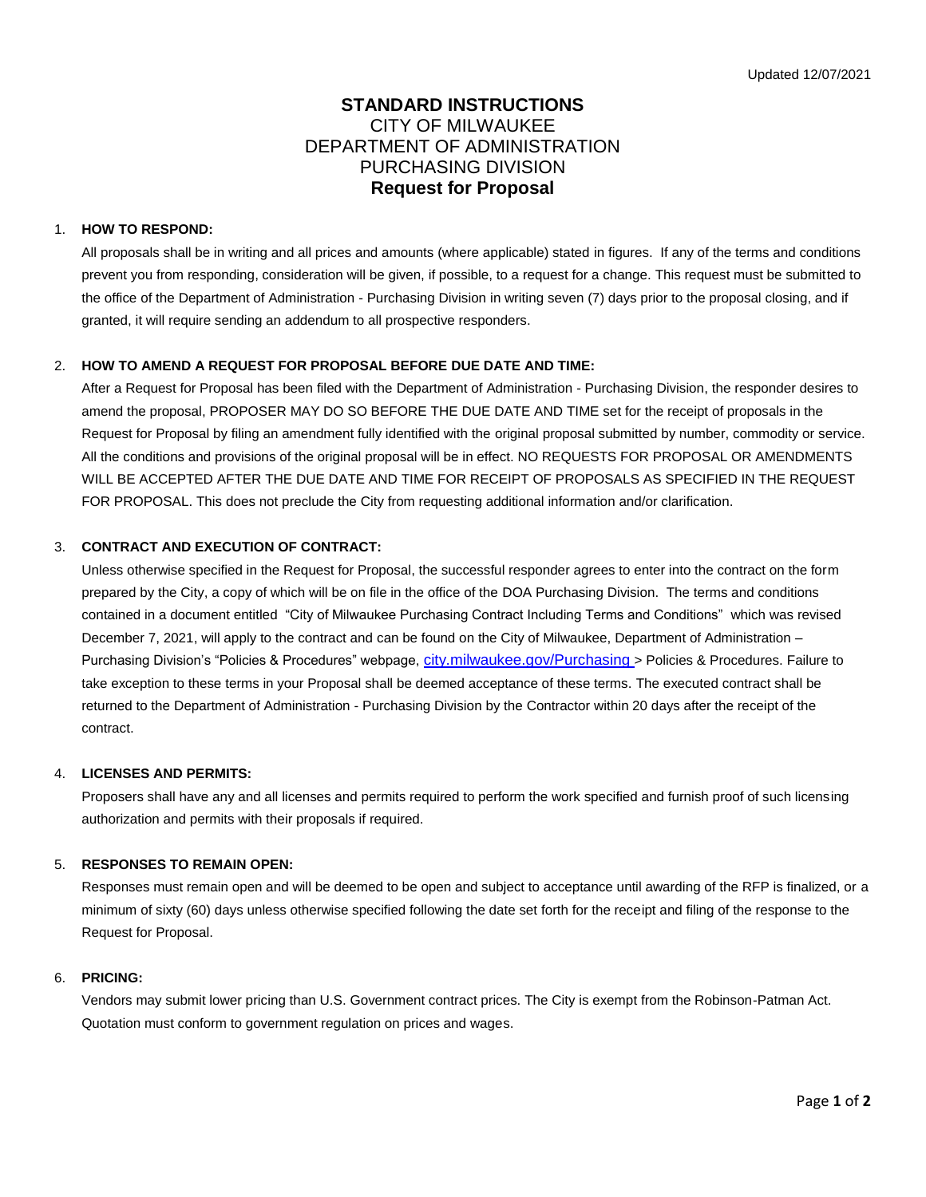Updated 12/07/2021

# STANDARD INSTRUCTIONS
## CITY OF MILWAUKEE
## DEPARTMENT OF ADMINISTRATION
## PURCHASING DIVISION
## Request for Proposal

1. **HOW TO RESPOND:**

   All proposals shall be in writing and all prices and amounts (where applicable) stated in figures. If any of the terms and conditions prevent you from responding, consideration will be given, if possible, to a request for a change. This request must be submitted to the office of the Department of Administration - Purchasing Division in writing seven (7) days prior to the proposal closing, and if granted, it will require sending an addendum to all prospective responders.

2. **HOW TO AMEND A REQUEST FOR PROPOSAL BEFORE DUE DATE AND TIME:**

   After a Request for Proposal has been filed with the Department of Administration - Purchasing Division, the responder desires to amend the proposal, PROPOSER MAY DO SO BEFORE THE DUE DATE AND TIME set for the receipt of proposals in the Request for Proposal by filing an amendment fully identified with the original proposal submitted by number, commodity or service. All the conditions and provisions of the original proposal will be in effect. NO REQUESTS FOR PROPOSAL OR AMENDMENTS WILL BE ACCEPTED AFTER THE DUE DATE AND TIME FOR RECEIPT OF PROPOSALS AS SPECIFIED IN THE REQUEST FOR PROPOSAL. This does not preclude the City from requesting additional information and/or clarification.

3. **CONTRACT AND EXECUTION OF CONTRACT:**

   Unless otherwise specified in the Request for Proposal, the successful responder agrees to enter into the contract on the form prepared by the City, a copy of which will be on file in the office of the DOA Purchasing Division. The terms and conditions contained in a document entitled "City of Milwaukee Purchasing Contract Including Terms and Conditions" which was revised December 7, 2021, will apply to the contract and can be found on the City of Milwaukee, Department of Administration – Purchasing Division's "Policies & Procedures" webpage, city.milwaukee.gov/Purchasing > Policies & Procedures. Failure to take exception to these terms in your Proposal shall be deemed acceptance of these terms. The executed contract shall be returned to the Department of Administration - Purchasing Division by the Contractor within 20 days after the receipt of the contract.

4. **LICENSES AND PERMITS:**

   Proposers shall have any and all licenses and permits required to perform the work specified and furnish proof of such licensing authorization and permits with their proposals if required.

5. **RESPONSES TO REMAIN OPEN:**

   Responses must remain open and will be deemed to be open and subject to acceptance until awarding of the RFP is finalized, or a minimum of sixty (60) days unless otherwise specified following the date set forth for the receipt and filing of the response to the Request for Proposal.

6. **PRICING:**

   Vendors may submit lower pricing than U.S. Government contract prices. The City is exempt from the Robinson-Patman Act. Quotation must conform to government regulation on prices and wages.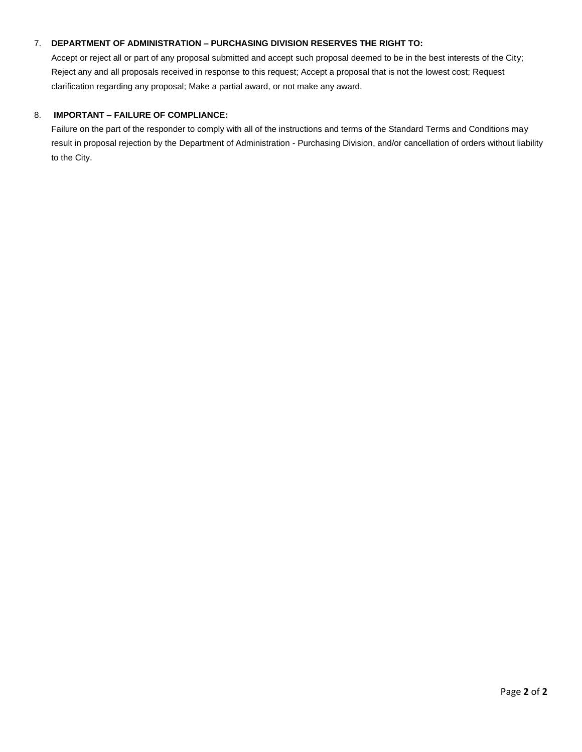7. **DEPARTMENT OF ADMINISTRATION – PURCHASING DIVISION RESERVES THE RIGHT TO:**

   Accept or reject all or part of any proposal submitted and accept such proposal deemed to be in the best interests of the City; Reject any and all proposals received in response to this request; Accept a proposal that is not the lowest cost; Request clarification regarding any proposal; Make a partial award, or not make any award.

8. **IMPORTANT – FAILURE OF COMPLIANCE:**

   Failure on the part of the responder to comply with all of the instructions and terms of the Standard Terms and Conditions may result in proposal rejection by the Department of Administration - Purchasing Division, and/or cancellation of orders without liability to the City.